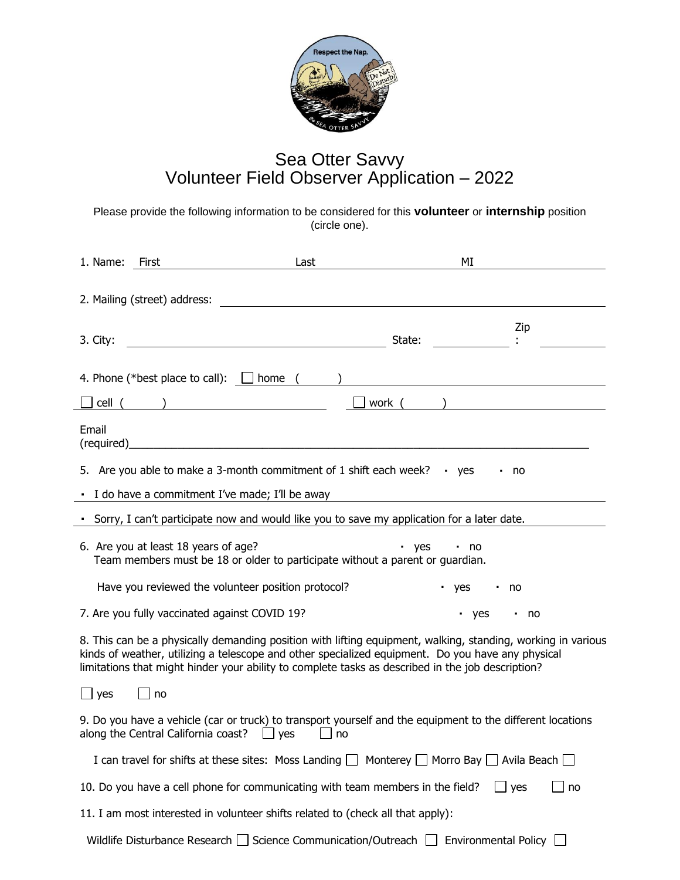# Sea Otter Savvy
# Volunteer Field Observer Application – 2022

Please provide the following information to be considered for this **volunteer** or **internship** position (circle one).

1. Name: First \_\_\_\_\_\_\_\_\_\_ Last \_\_\_\_\_\_\_\_\_\_ MI \_\_\_\_\_\_\_\_\_\_

2. Mailing (street) address: \_\_\_\_\_\_\_\_\_\_\_\_\_\_\_\_\_\_\_\_

3. City: \_\_\_\_\_\_\_\_\_\_\_\_\_\_\_\_\_\_\_\_ State: \_\_\_\_\_\_\_\_ Zip: \_\_\_\_\_\_\_\_

4. Phone (*best place to call): ☐ home ( )

☐ cell ( ) ☐ work ( )

Email (required)\_\_\_\_\_\_\_\_\_\_\_\_\_\_\_\_\_\_\_\_\_\_\_\_\_\_\_\_\_\_\_\_\_\_\_\_\_\_\_\_

5. Are you able to make a 3-month commitment of 1 shift each week? ▪ yes ▪ no

▪ I do have a commitment I've made; I'll be away

▪ Sorry, I can't participate now and would like you to save my application for a later date.

6. Are you at least 18 years of age? ▪ yes ▪ no
Team members must be 18 or older to participate without a parent or guardian.

Have you reviewed the volunteer position protocol? ▪ yes ▪ no

7. Are you fully vaccinated against COVID 19? ▪ yes ▪ no

8. This can be a physically demanding position with lifting equipment, walking, standing, working in various kinds of weather, utilizing a telescope and other specialized equipment. Do you have any physical limitations that might hinder your ability to complete tasks as described in the job description?

☐ yes ☐ no

9. Do you have a vehicle (car or truck) to transport yourself and the equipment to the different locations along the Central California coast? ☐ yes ☐ no

I can travel for shifts at these sites: Moss Landing ☐ Monterey ☐ Morro Bay ☐ Avila Beach ☐

10. Do you have a cell phone for communicating with team members in the field? ☐ yes ☐ no

11. I am most interested in volunteer shifts related to (check all that apply):

Wildlife Disturbance Research ☐ Science Communication/Outreach ☐ Environmental Policy ☐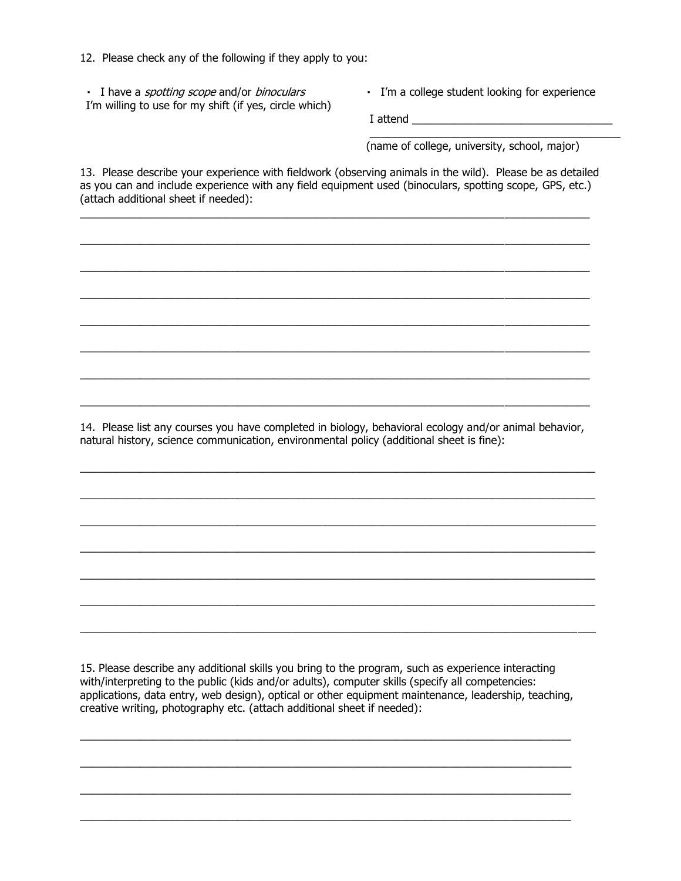12. Please check any of the following if they apply to you:

- I have a *spotting scope* and/or *binoculars* I'm willing to use for my shift (if yes, circle which)
- I'm a college student looking for experience

  I attend ___________________________________

  _________________________________________

  (name of college, university, school, major)

13. Please describe your experience with fieldwork (observing animals in the wild). Please be as detailed as you can and include experience with any field equipment used (binoculars, spotting scope, GPS, etc.) (attach additional sheet if needed):

_____________________________________________________________________________

_____________________________________________________________________________

_____________________________________________________________________________

_____________________________________________________________________________

_____________________________________________________________________________

_____________________________________________________________________________

_____________________________________________________________________________

_____________________________________________________________________________

14. Please list any courses you have completed in biology, behavioral ecology and/or animal behavior, natural history, science communication, environmental policy (additional sheet is fine):

_____________________________________________________________________________

_____________________________________________________________________________

_____________________________________________________________________________

_____________________________________________________________________________

_____________________________________________________________________________

_____________________________________________________________________________

_____________________________________________________________________________

15. Please describe any additional skills you bring to the program, such as experience interacting with/interpreting to the public (kids and/or adults), computer skills (specify all competencies: applications, data entry, web design), optical or other equipment maintenance, leadership, teaching, creative writing, photography etc. (attach additional sheet if needed):

_____________________________________________________________________________

_____________________________________________________________________________

_____________________________________________________________________________

_____________________________________________________________________________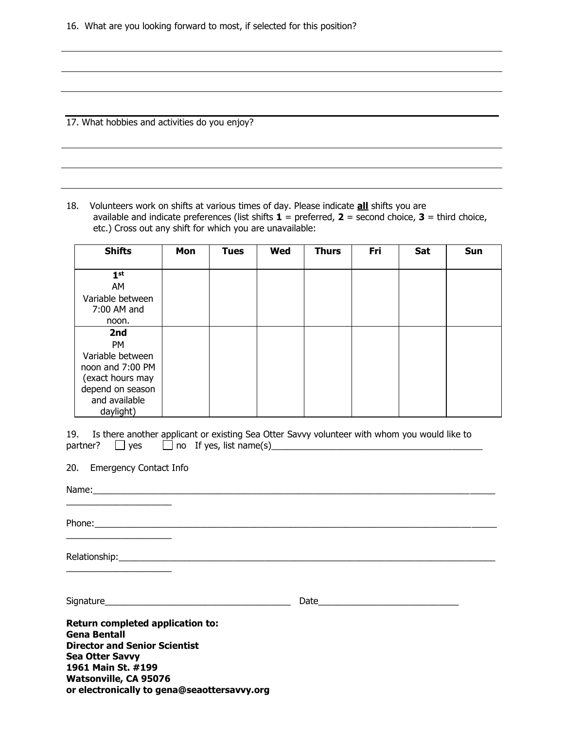16. What are you looking forward to most, if selected for this position?

17. What hobbies and activities do you enjoy?

18. Volunteers work on shifts at various times of day. Please indicate **all** shifts you are available and indicate preferences (list shifts **1** = preferred, **2** = second choice, **3** = third choice, etc.) Cross out any shift for which you are unavailable:

| Shifts | Mon | Tues | Wed | Thurs | Fri | Sat | Sun |
|---|---|---|---|---|---|---|---|
| **1st** AM Variable between 7:00 AM and noon. | | | | | | | |
| **2nd** PM Variable between noon and 7:00 PM (exact hours may depend on season and available daylight) | | | | | | | |

19. Is there another applicant or existing Sea Otter Savvy volunteer with whom you would like to partner? ☐ yes ☐ no If yes, list name(s)\_\_\_\_\_\_\_\_\_\_\_\_\_\_\_\_\_\_\_\_\_\_\_\_\_\_\_\_\_\_\_\_\_\_\_\_\_\_\_\_

20. Emergency Contact Info

Name:\_\_\_\_\_\_\_\_\_\_\_\_\_\_\_\_\_\_\_\_\_\_\_\_\_\_\_\_\_\_\_\_\_\_\_\_\_\_\_\_\_\_\_\_\_\_\_\_\_\_\_\_\_\_\_\_\_\_\_\_

Phone:\_\_\_\_\_\_\_\_\_\_\_\_\_\_\_\_\_\_\_\_\_\_\_\_\_\_\_\_\_\_\_\_\_\_\_\_\_\_\_\_\_\_\_\_\_\_\_\_\_\_\_\_\_\_\_\_\_\_\_\_

Relationship:\_\_\_\_\_\_\_\_\_\_\_\_\_\_\_\_\_\_\_\_\_\_\_\_\_\_\_\_\_\_\_\_\_\_\_\_\_\_\_\_\_\_\_\_\_\_\_\_\_\_\_\_\_\_\_\_

Signature\_\_\_\_\_\_\_\_\_\_\_\_\_\_\_\_\_\_\_\_\_\_\_\_\_\_\_\_\_\_\_\_\_\_\_\_ Date\_\_\_\_\_\_\_\_\_\_\_\_\_\_\_\_\_\_\_\_\_\_\_\_\_\_\_

**Return completed application to:**
**Gena Bentall**
**Director and Senior Scientist**
**Sea Otter Savvy**
**1961 Main St. #199**
**Watsonville, CA 95076**
**or electronically to gena@seaottersavvy.org**